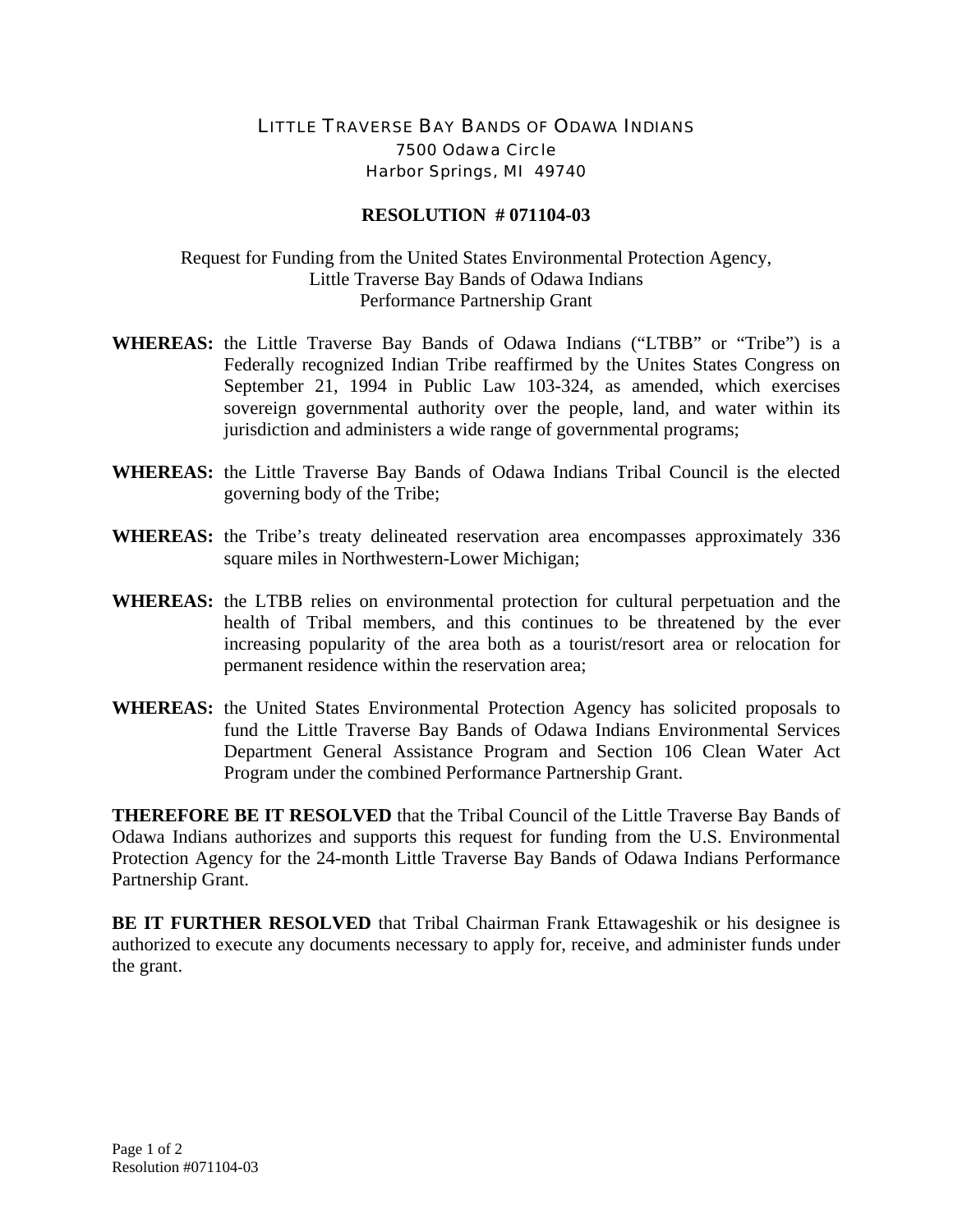LITTLE TRAVERSE BAY BANDS OF ODAWA INDIANS
7500 Odawa Circle
Harbor Springs, MI 49740

**RESOLUTION # 071104-03**

Request for Funding from the United States Environmental Protection Agency,
Little Traverse Bay Bands of Odawa Indians
Performance Partnership Grant

**WHEREAS:** the Little Traverse Bay Bands of Odawa Indians ("LTBB" or "Tribe") is a Federally recognized Indian Tribe reaffirmed by the Unites States Congress on September 21, 1994 in Public Law 103-324, as amended, which exercises sovereign governmental authority over the people, land, and water within its jurisdiction and administers a wide range of governmental programs;

**WHEREAS:** the Little Traverse Bay Bands of Odawa Indians Tribal Council is the elected governing body of the Tribe;

**WHEREAS:** the Tribe's treaty delineated reservation area encompasses approximately 336 square miles in Northwestern-Lower Michigan;

**WHEREAS:** the LTBB relies on environmental protection for cultural perpetuation and the health of Tribal members, and this continues to be threatened by the ever increasing popularity of the area both as a tourist/resort area or relocation for permanent residence within the reservation area;

**WHEREAS:** the United States Environmental Protection Agency has solicited proposals to fund the Little Traverse Bay Bands of Odawa Indians Environmental Services Department General Assistance Program and Section 106 Clean Water Act Program under the combined Performance Partnership Grant.

**THEREFORE BE IT RESOLVED** that the Tribal Council of the Little Traverse Bay Bands of Odawa Indians authorizes and supports this request for funding from the U.S. Environmental Protection Agency for the 24-month Little Traverse Bay Bands of Odawa Indians Performance Partnership Grant.

**BE IT FURTHER RESOLVED** that Tribal Chairman Frank Ettawageshik or his designee is authorized to execute any documents necessary to apply for, receive, and administer funds under the grant.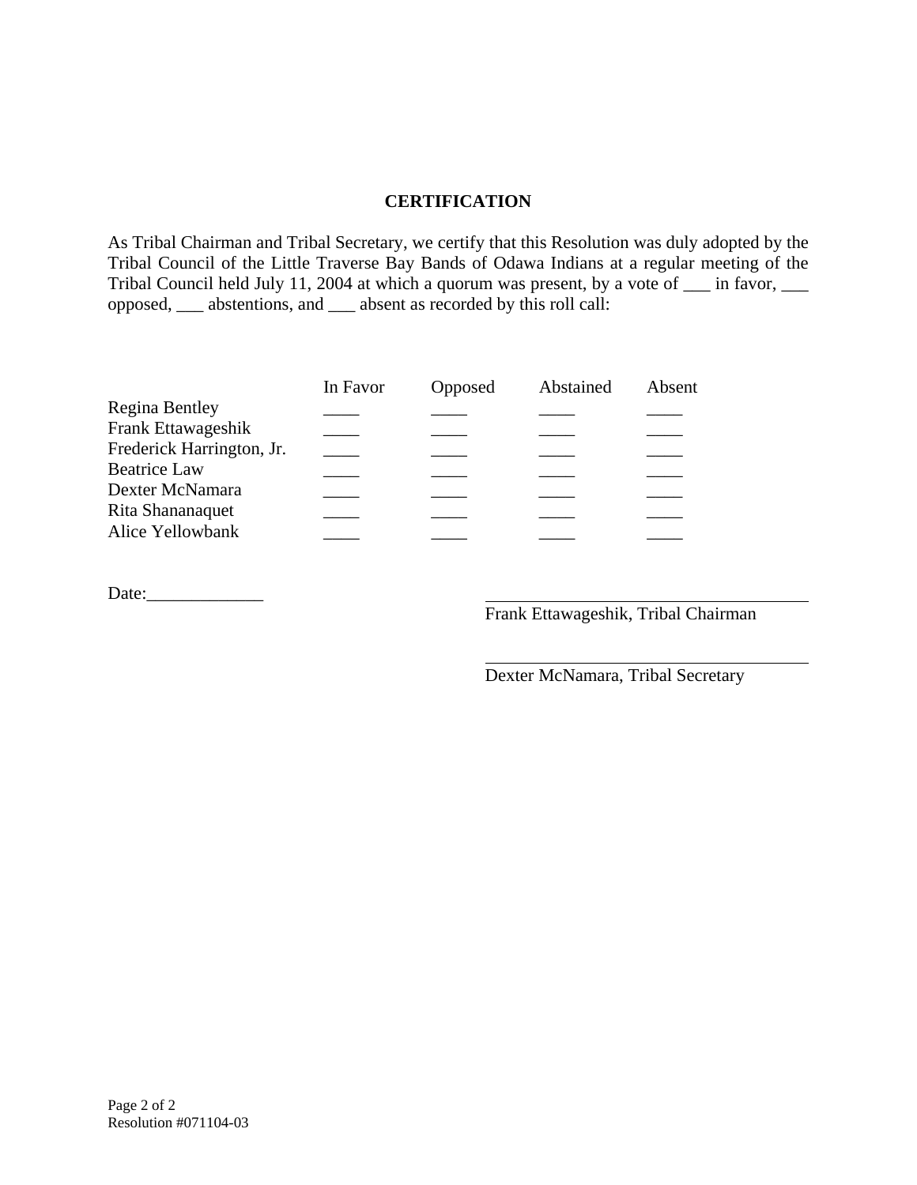## CERTIFICATION

As Tribal Chairman and Tribal Secretary, we certify that this Resolution was duly adopted by the Tribal Council of the Little Traverse Bay Bands of Odawa Indians at a regular meeting of the Tribal Council held July 11, 2004 at which a quorum was present, by a vote of ___ in favor, ___ opposed, ___ abstentions, and ___ absent as recorded by this roll call:

| | In Favor | Opposed | Abstained | Absent |
|---|---|---|---|---|
| Regina Bentley | ____ | ____ | ____ | ____ |
| Frank Ettawageshik | ____ | ____ | ____ | ____ |
| Frederick Harrington, Jr. | ____ | ____ | ____ | ____ |
| Beatrice Law | ____ | ____ | ____ | ____ |
| Dexter McNamara | ____ | ____ | ____ | ____ |
| Rita Shananaquet | ____ | ____ | ____ | ____ |
| Alice Yellowbank | ____ | ____ | ____ | ____ |

Date:_____________

_____________________________________
Frank Ettawageshik, Tribal Chairman

_____________________________________
Dexter McNamara, Tribal Secretary

Resolution #071104-03